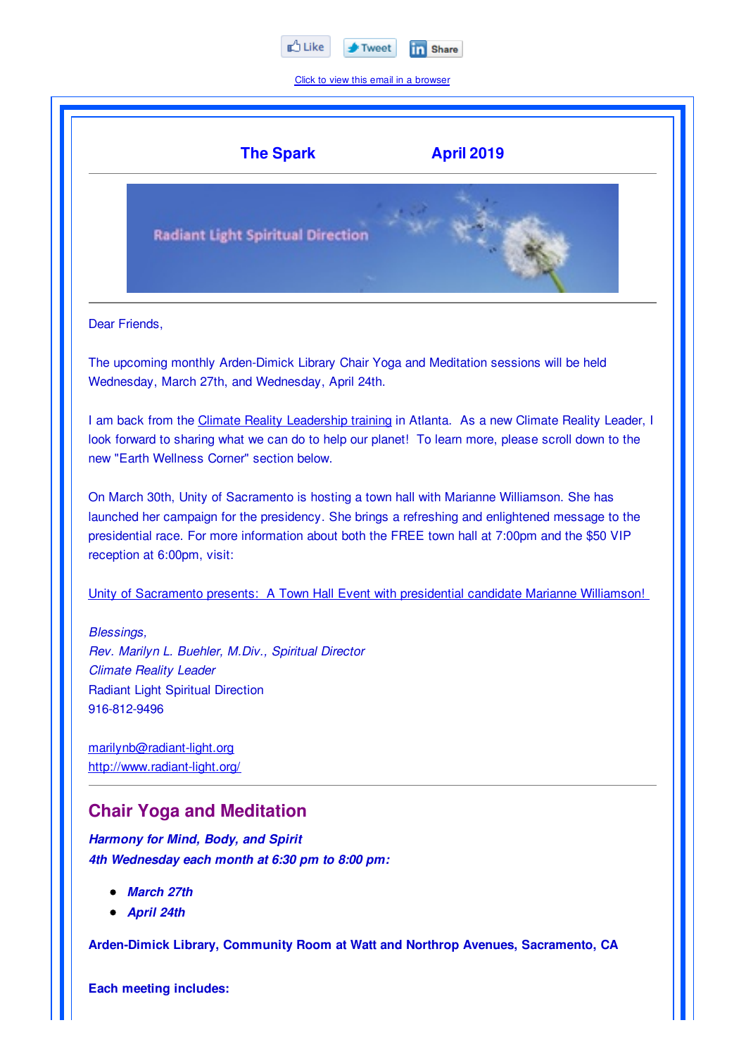Like | Tweet | Share

Click to view this email in a browser

**The Spark** **April 2019**

Dear Friends,

The upcoming monthly Arden-Dimick Library Chair Yoga and Meditation sessions will be held Wednesday, March 27th, and Wednesday, April 24th.

I am back from the Climate Reality Leadership training in Atlanta. As a new Climate Reality Leader, I look forward to sharing what we can do to help our planet! To learn more, please scroll down to the new "Earth Wellness Corner" section below.

On March 30th, Unity of Sacramento is hosting a town hall with Marianne Williamson. She has launched her campaign for the presidency. She brings a refreshing and enlightened message to the presidential race. For more information about both the FREE town hall at 7:00pm and the $50 VIP reception at 6:00pm, visit:

Unity of Sacramento presents: A Town Hall Event with presidential candidate Marianne Williamson!

*Blessings,*
*Rev. Marilyn L. Buehler, M.Div., Spiritual Director*
*Climate Reality Leader*
Radiant Light Spiritual Direction
916-812-9496

marilynb@radiant-light.org
http://www.radiant-light.org/

## Chair Yoga and Meditation

***Harmony for Mind, Body, and Spirit***
***4th Wednesday each month at 6:30 pm to 8:00 pm:***

- ***March 27th***
- ***April 24th***

**Arden-Dimick Library, Community Room at Watt and Northrop Avenues, Sacramento, CA**

**Each meeting includes:**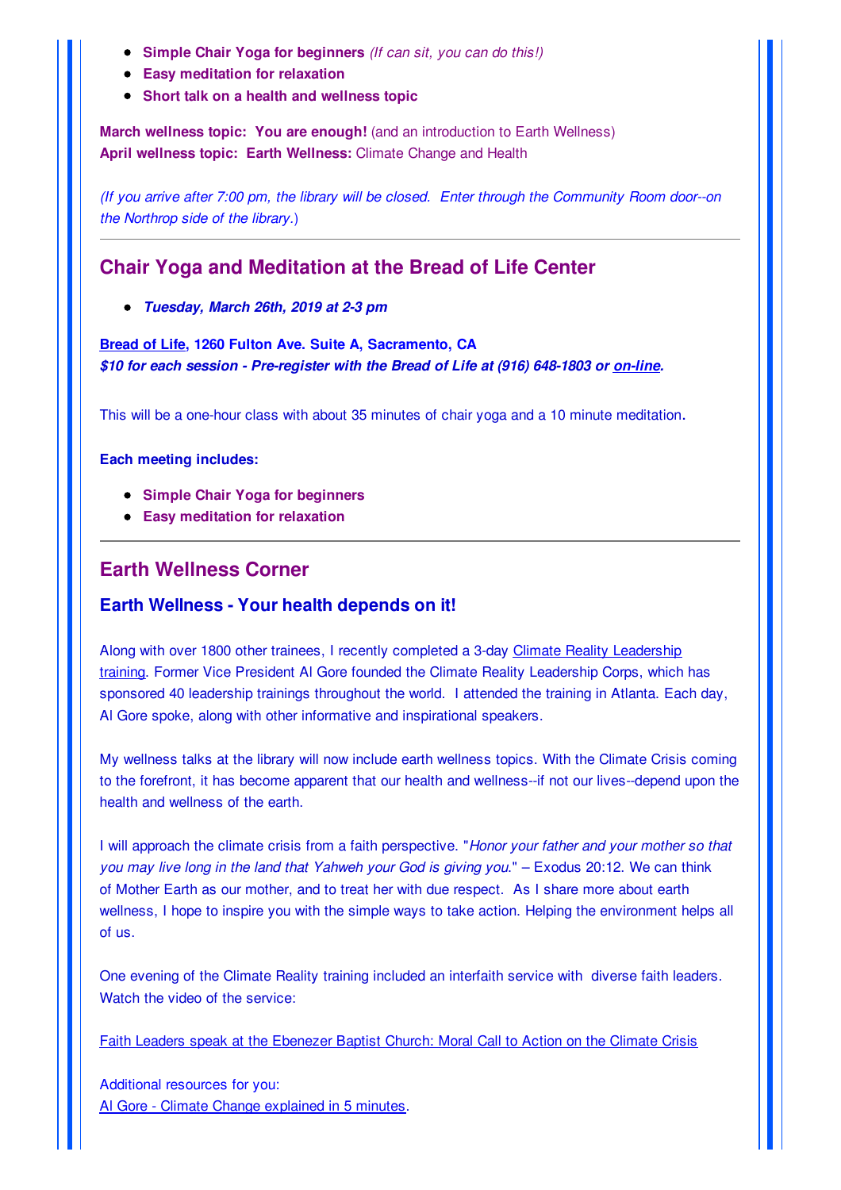- **Simple Chair Yoga for beginners** *(If can sit, you can do this!)*
- **Easy meditation for relaxation**
- **Short talk on a health and wellness topic**

**March wellness topic: You are enough!** (and an introduction to Earth Wellness)
**April wellness topic: Earth Wellness:** Climate Change and Health

*(If you arrive after 7:00 pm, the library will be closed. Enter through the Community Room door--on the Northrop side of the library.*)

---

## Chair Yoga and Meditation at the Bread of Life Center

- ***Tuesday, March 26th, 2019 at 2-3 pm***

**Bread of Life, 1260 Fulton Ave. Suite A, Sacramento, CA**
***$10 for each session - Pre-register with the Bread of Life at (916) 648-1803 or on-line.***

This will be a one-hour class with about 35 minutes of chair yoga and a 10 minute meditation.

**Each meeting includes:**

- **Simple Chair Yoga for beginners**
- **Easy meditation for relaxation**

---

## Earth Wellness Corner

### Earth Wellness - Your health depends on it!

Along with over 1800 other trainees, I recently completed a 3-day Climate Reality Leadership training. Former Vice President Al Gore founded the Climate Reality Leadership Corps, which has sponsored 40 leadership trainings throughout the world. I attended the training in Atlanta. Each day, Al Gore spoke, along with other informative and inspirational speakers.

My wellness talks at the library will now include earth wellness topics. With the Climate Crisis coming to the forefront, it has become apparent that our health and wellness--if not our lives--depend upon the health and wellness of the earth.

I will approach the climate crisis from a faith perspective. "*Honor your father and your mother so that you may live long in the land that Yahweh your God is giving you.*" – Exodus 20:12. We can think of Mother Earth as our mother, and to treat her with due respect. As I share more about earth wellness, I hope to inspire you with the simple ways to take action. Helping the environment helps all of us.

One evening of the Climate Reality training included an interfaith service with diverse faith leaders. Watch the video of the service:

Faith Leaders speak at the Ebenezer Baptist Church: Moral Call to Action on the Climate Crisis

Additional resources for you:
Al Gore - Climate Change explained in 5 minutes.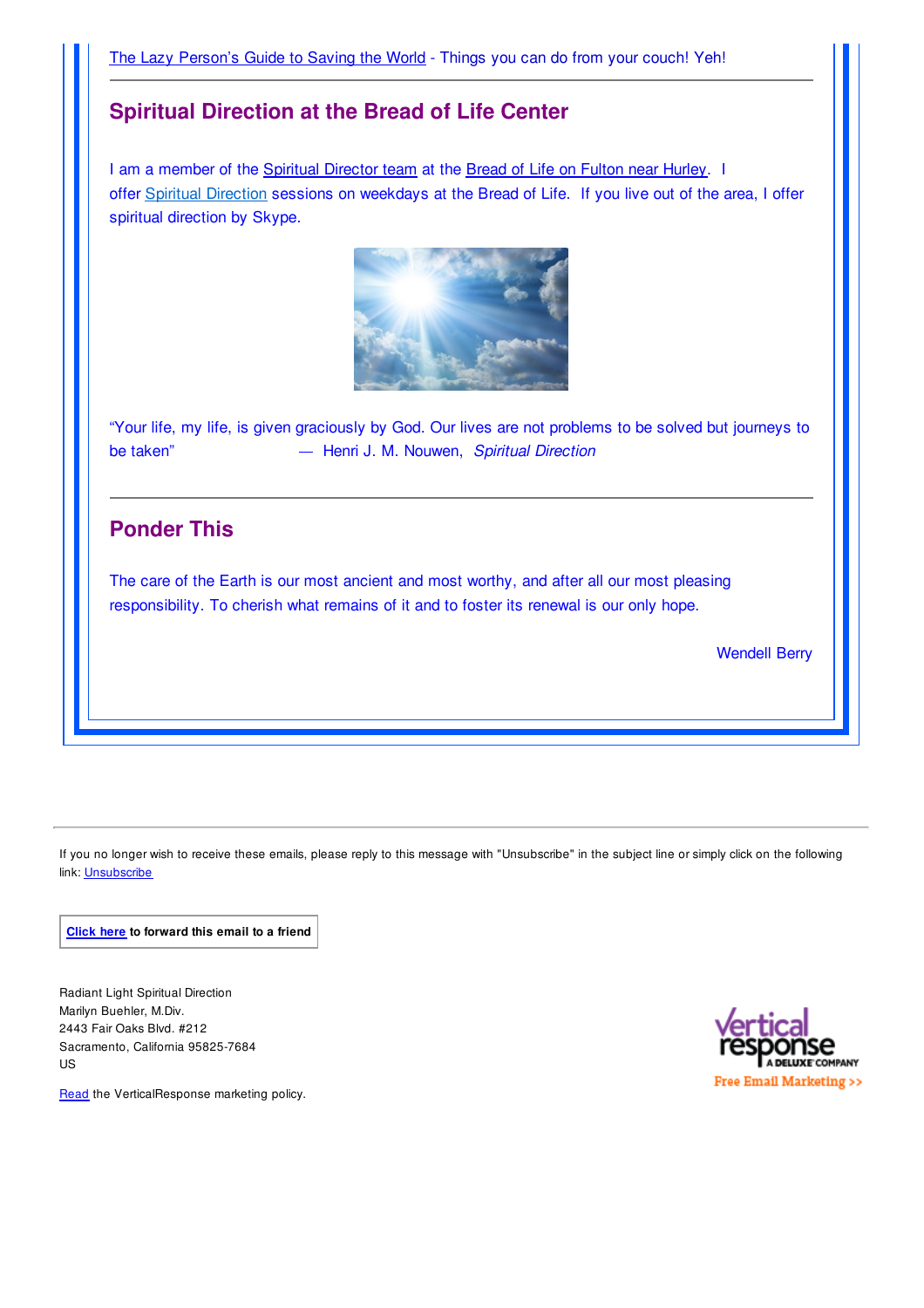The Lazy Person's Guide to Saving the World - Things you can do from your couch! Yeh!

## Spiritual Direction at the Bread of Life Center

I am a member of the Spiritual Director team at the Bread of Life on Fulton near Hurley. I offer Spiritual Direction sessions on weekdays at the Bread of Life. If you live out of the area, I offer spiritual direction by Skype.

"Your life, my life, is given graciously by God. Our lives are not problems to be solved but journeys to be taken" — Henri J. M. Nouwen, *Spiritual Direction*

## Ponder This

The care of the Earth is our most ancient and most worthy, and after all our most pleasing responsibility. To cherish what remains of it and to foster its renewal is our only hope.

Wendell Berry

---

If you no longer wish to receive these emails, please reply to this message with "Unsubscribe" in the subject line or simply click on the following link: Unsubscribe

**Click here to forward this email to a friend**

Radiant Light Spiritual Direction
Marilyn Buehler, M.Div.
2443 Fair Oaks Blvd. #212
Sacramento, California 95825-7684
US

Read the VerticalResponse marketing policy.

Vertical response A DELUXE COMPANY
Free Email Marketing >>